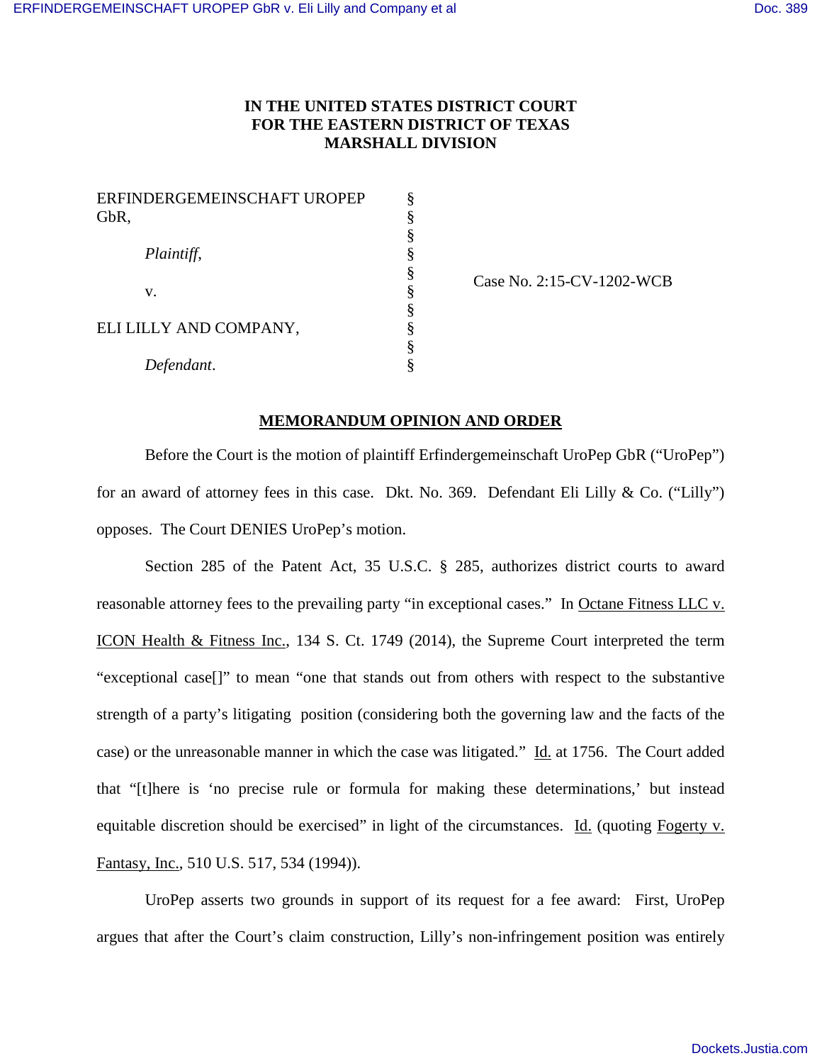**IN THE UNITED STATES DISTRICT COURT**
**FOR THE EASTERN DISTRICT OF TEXAS**
**MARSHALL DIVISION**

| | | |
|---|---|---|
| ERFINDERGEMEINSCHAFT UROPEP GbR, | § | |
| | § | |
| *Plaintiff*, | § | |
| | § | Case No. 2:15-CV-1202-WCB |
| v. | § | |
| | § | |
| ELI LILLY AND COMPANY, | § | |
| | § | |
| *Defendant*. | § | |

**MEMORANDUM OPINION AND ORDER**

Before the Court is the motion of plaintiff Erfindergemeinschaft UroPep GbR ("UroPep") for an award of attorney fees in this case. Dkt. No. 369. Defendant Eli Lilly & Co. ("Lilly") opposes. The Court DENIES UroPep's motion.

Section 285 of the Patent Act, 35 U.S.C. § 285, authorizes district courts to award reasonable attorney fees to the prevailing party "in exceptional cases." In Octane Fitness LLC v. ICON Health & Fitness Inc., 134 S. Ct. 1749 (2014), the Supreme Court interpreted the term "exceptional case[]" to mean "one that stands out from others with respect to the substantive strength of a party's litigating position (considering both the governing law and the facts of the case) or the unreasonable manner in which the case was litigated." Id. at 1756. The Court added that "[t]here is 'no precise rule or formula for making these determinations,' but instead equitable discretion should be exercised" in light of the circumstances. Id. (quoting Fogerty v. Fantasy, Inc., 510 U.S. 517, 534 (1994)).

UroPep asserts two grounds in support of its request for a fee award: First, UroPep argues that after the Court's claim construction, Lilly's non-infringement position was entirely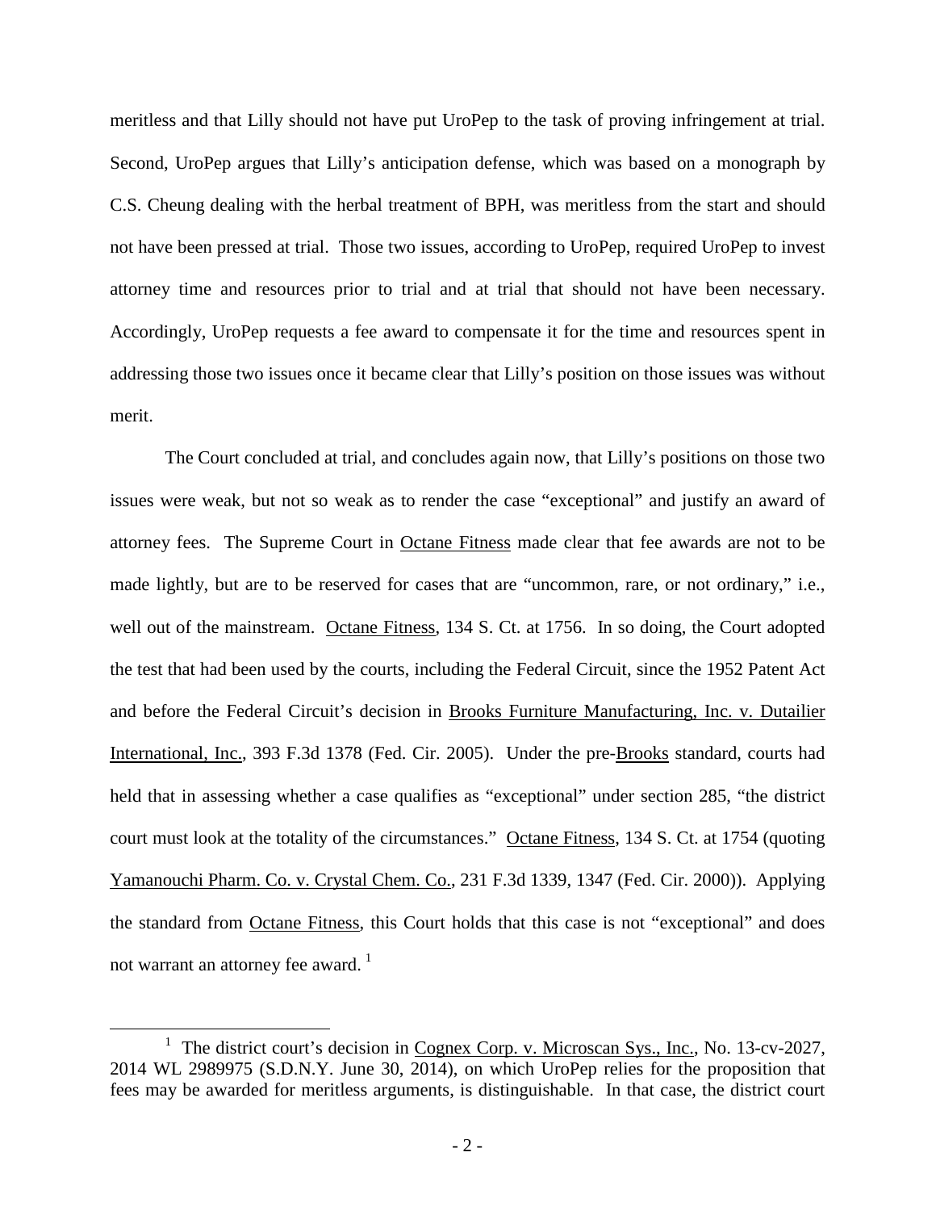meritless and that Lilly should not have put UroPep to the task of proving infringement at trial. Second, UroPep argues that Lilly's anticipation defense, which was based on a monograph by C.S. Cheung dealing with the herbal treatment of BPH, was meritless from the start and should not have been pressed at trial. Those two issues, according to UroPep, required UroPep to invest attorney time and resources prior to trial and at trial that should not have been necessary. Accordingly, UroPep requests a fee award to compensate it for the time and resources spent in addressing those two issues once it became clear that Lilly's position on those issues was without merit.

The Court concluded at trial, and concludes again now, that Lilly's positions on those two issues were weak, but not so weak as to render the case "exceptional" and justify an award of attorney fees. The Supreme Court in Octane Fitness made clear that fee awards are not to be made lightly, but are to be reserved for cases that are "uncommon, rare, or not ordinary," i.e., well out of the mainstream. Octane Fitness, 134 S. Ct. at 1756. In so doing, the Court adopted the test that had been used by the courts, including the Federal Circuit, since the 1952 Patent Act and before the Federal Circuit's decision in Brooks Furniture Manufacturing, Inc. v. Dutailier International, Inc., 393 F.3d 1378 (Fed. Cir. 2005). Under the pre-Brooks standard, courts had held that in assessing whether a case qualifies as "exceptional" under section 285, "the district court must look at the totality of the circumstances." Octane Fitness, 134 S. Ct. at 1754 (quoting Yamanouchi Pharm. Co. v. Crystal Chem. Co., 231 F.3d 1339, 1347 (Fed. Cir. 2000)). Applying the standard from Octane Fitness, this Court holds that this case is not "exceptional" and does not warrant an attorney fee award.[1]

[1] The district court's decision in Cognex Corp. v. Microscan Sys., Inc., No. 13-cv-2027, 2014 WL 2989975 (S.D.N.Y. June 30, 2014), on which UroPep relies for the proposition that fees may be awarded for meritless arguments, is distinguishable. In that case, the district court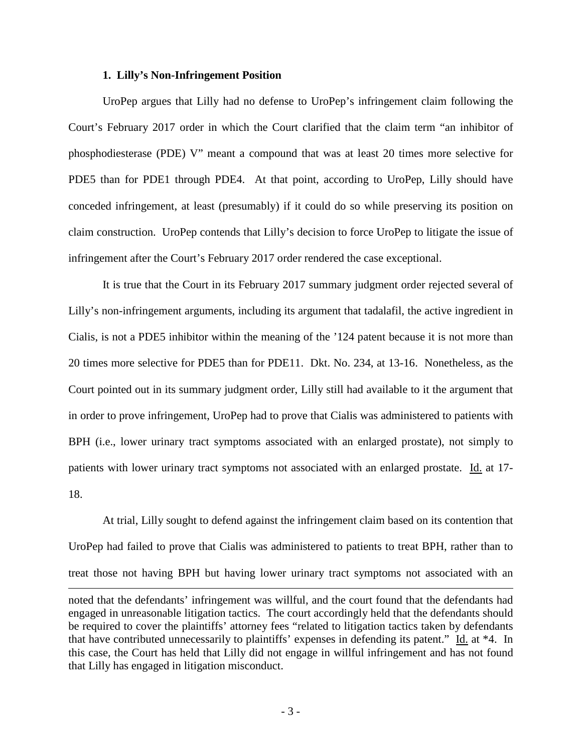### 1. Lilly's Non-Infringement Position

UroPep argues that Lilly had no defense to UroPep's infringement claim following the Court's February 2017 order in which the Court clarified that the claim term "an inhibitor of phosphodiesterase (PDE) V" meant a compound that was at least 20 times more selective for PDE5 than for PDE1 through PDE4. At that point, according to UroPep, Lilly should have conceded infringement, at least (presumably) if it could do so while preserving its position on claim construction. UroPep contends that Lilly's decision to force UroPep to litigate the issue of infringement after the Court's February 2017 order rendered the case exceptional.

It is true that the Court in its February 2017 summary judgment order rejected several of Lilly's non-infringement arguments, including its argument that tadalafil, the active ingredient in Cialis, is not a PDE5 inhibitor within the meaning of the '124 patent because it is not more than 20 times more selective for PDE5 than for PDE11. Dkt. No. 234, at 13-16. Nonetheless, as the Court pointed out in its summary judgment order, Lilly still had available to it the argument that in order to prove infringement, UroPep had to prove that Cialis was administered to patients with BPH (i.e., lower urinary tract symptoms associated with an enlarged prostate), not simply to patients with lower urinary tract symptoms not associated with an enlarged prostate. Id. at 17-18.

At trial, Lilly sought to defend against the infringement claim based on its contention that UroPep had failed to prove that Cialis was administered to patients to treat BPH, rather than to treat those not having BPH but having lower urinary tract symptoms not associated with an

---

noted that the defendants' infringement was willful, and the court found that the defendants had engaged in unreasonable litigation tactics. The court accordingly held that the defendants should be required to cover the plaintiffs' attorney fees "related to litigation tactics taken by defendants that have contributed unnecessarily to plaintiffs' expenses in defending its patent." Id. at *4. In this case, the Court has held that Lilly did not engage in willful infringement and has not found that Lilly has engaged in litigation misconduct.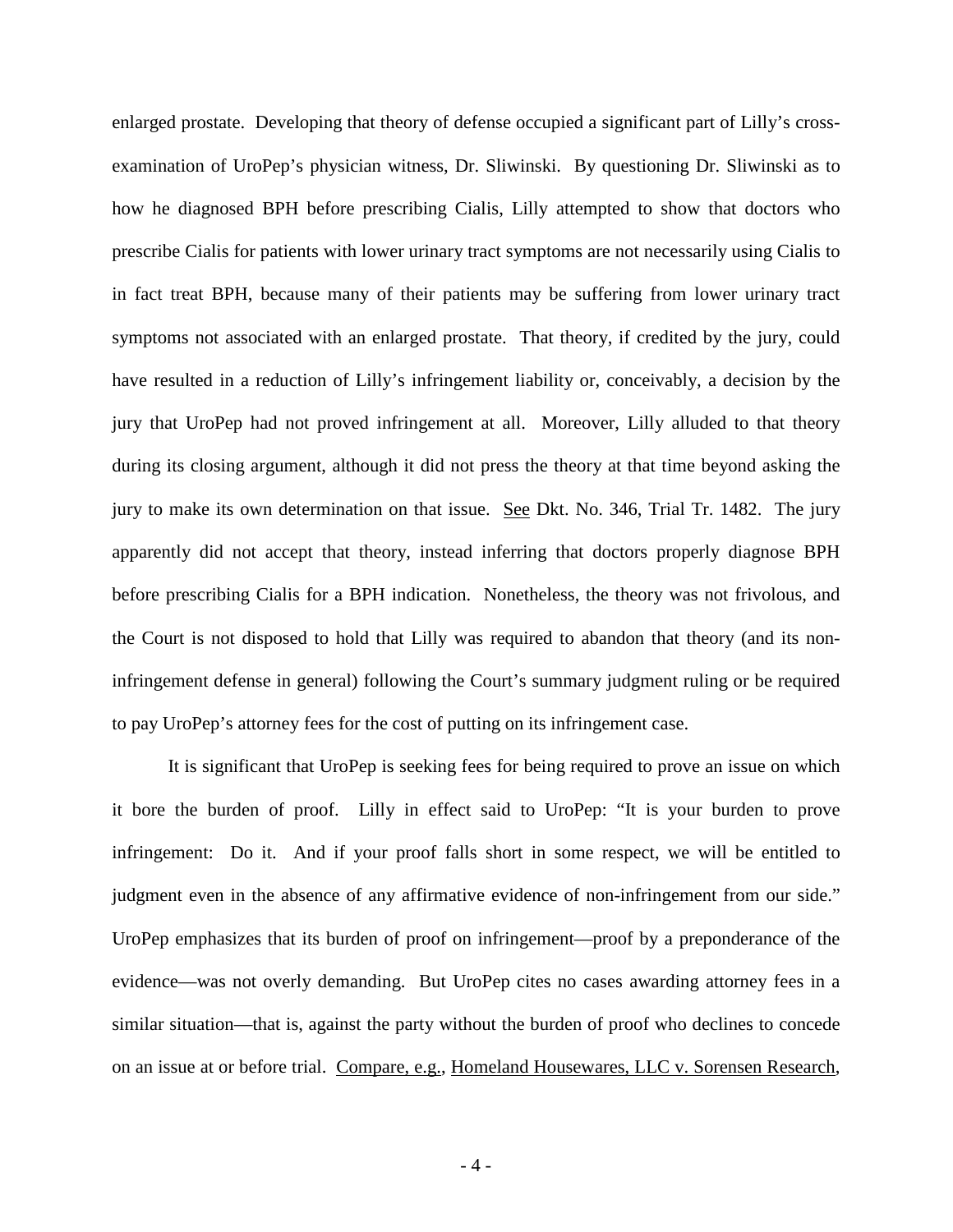enlarged prostate. Developing that theory of defense occupied a significant part of Lilly's cross-examination of UroPep's physician witness, Dr. Sliwinski. By questioning Dr. Sliwinski as to how he diagnosed BPH before prescribing Cialis, Lilly attempted to show that doctors who prescribe Cialis for patients with lower urinary tract symptoms are not necessarily using Cialis to in fact treat BPH, because many of their patients may be suffering from lower urinary tract symptoms not associated with an enlarged prostate. That theory, if credited by the jury, could have resulted in a reduction of Lilly's infringement liability or, conceivably, a decision by the jury that UroPep had not proved infringement at all. Moreover, Lilly alluded to that theory during its closing argument, although it did not press the theory at that time beyond asking the jury to make its own determination on that issue. See Dkt. No. 346, Trial Tr. 1482. The jury apparently did not accept that theory, instead inferring that doctors properly diagnose BPH before prescribing Cialis for a BPH indication. Nonetheless, the theory was not frivolous, and the Court is not disposed to hold that Lilly was required to abandon that theory (and its non-infringement defense in general) following the Court's summary judgment ruling or be required to pay UroPep's attorney fees for the cost of putting on its infringement case.

It is significant that UroPep is seeking fees for being required to prove an issue on which it bore the burden of proof. Lilly in effect said to UroPep: "It is your burden to prove infringement: Do it. And if your proof falls short in some respect, we will be entitled to judgment even in the absence of any affirmative evidence of non-infringement from our side." UroPep emphasizes that its burden of proof on infringement—proof by a preponderance of the evidence—was not overly demanding. But UroPep cites no cases awarding attorney fees in a similar situation—that is, against the party without the burden of proof who declines to concede on an issue at or before trial. Compare, e.g., Homeland Housewares, LLC v. Sorensen Research,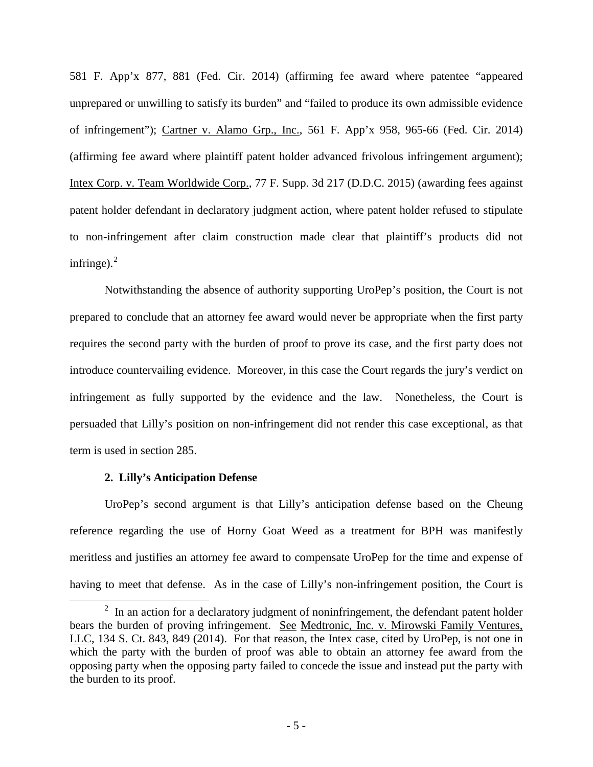581 F. App'x 877, 881 (Fed. Cir. 2014) (affirming fee award where patentee "appeared unprepared or unwilling to satisfy its burden" and "failed to produce its own admissible evidence of infringement"); Cartner v. Alamo Grp., Inc., 561 F. App'x 958, 965-66 (Fed. Cir. 2014) (affirming fee award where plaintiff patent holder advanced frivolous infringement argument); Intex Corp. v. Team Worldwide Corp., 77 F. Supp. 3d 217 (D.D.C. 2015) (awarding fees against patent holder defendant in declaratory judgment action, where patent holder refused to stipulate to non-infringement after claim construction made clear that plaintiff's products did not infringe).[2]

Notwithstanding the absence of authority supporting UroPep's position, the Court is not prepared to conclude that an attorney fee award would never be appropriate when the first party requires the second party with the burden of proof to prove its case, and the first party does not introduce countervailing evidence. Moreover, in this case the Court regards the jury's verdict on infringement as fully supported by the evidence and the law. Nonetheless, the Court is persuaded that Lilly's position on non-infringement did not render this case exceptional, as that term is used in section 285.

**2. Lilly's Anticipation Defense**

UroPep's second argument is that Lilly's anticipation defense based on the Cheung reference regarding the use of Horny Goat Weed as a treatment for BPH was manifestly meritless and justifies an attorney fee award to compensate UroPep for the time and expense of having to meet that defense. As in the case of Lilly's non-infringement position, the Court is

[2] In an action for a declaratory judgment of noninfringement, the defendant patent holder bears the burden of proving infringement. See Medtronic, Inc. v. Mirowski Family Ventures, LLC, 134 S. Ct. 843, 849 (2014). For that reason, the Intex case, cited by UroPep, is not one in which the party with the burden of proof was able to obtain an attorney fee award from the opposing party when the opposing party failed to concede the issue and instead put the party with the burden to its proof.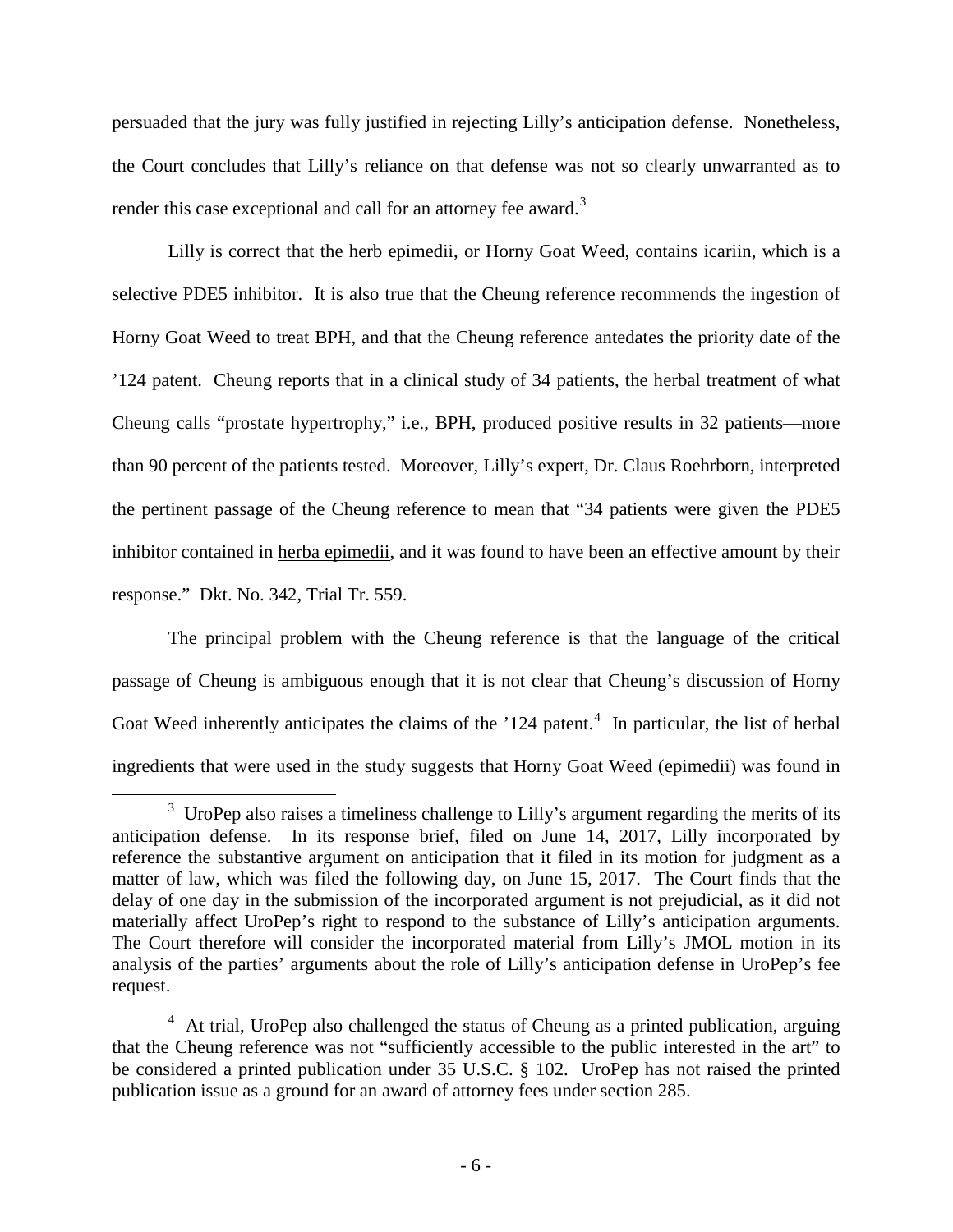persuaded that the jury was fully justified in rejecting Lilly's anticipation defense. Nonetheless, the Court concludes that Lilly's reliance on that defense was not so clearly unwarranted as to render this case exceptional and call for an attorney fee award.[3]

Lilly is correct that the herb epimedii, or Horny Goat Weed, contains icariin, which is a selective PDE5 inhibitor. It is also true that the Cheung reference recommends the ingestion of Horny Goat Weed to treat BPH, and that the Cheung reference antedates the priority date of the '124 patent. Cheung reports that in a clinical study of 34 patients, the herbal treatment of what Cheung calls "prostate hypertrophy," i.e., BPH, produced positive results in 32 patients—more than 90 percent of the patients tested. Moreover, Lilly's expert, Dr. Claus Roehrborn, interpreted the pertinent passage of the Cheung reference to mean that "34 patients were given the PDE5 inhibitor contained in herba epimedii, and it was found to have been an effective amount by their response." Dkt. No. 342, Trial Tr. 559.

The principal problem with the Cheung reference is that the language of the critical passage of Cheung is ambiguous enough that it is not clear that Cheung's discussion of Horny Goat Weed inherently anticipates the claims of the '124 patent.[4] In particular, the list of herbal ingredients that were used in the study suggests that Horny Goat Weed (epimedii) was found in

---

[3] UroPep also raises a timeliness challenge to Lilly's argument regarding the merits of its anticipation defense. In its response brief, filed on June 14, 2017, Lilly incorporated by reference the substantive argument on anticipation that it filed in its motion for judgment as a matter of law, which was filed the following day, on June 15, 2017. The Court finds that the delay of one day in the submission of the incorporated argument is not prejudicial, as it did not materially affect UroPep's right to respond to the substance of Lilly's anticipation arguments. The Court therefore will consider the incorporated material from Lilly's JMOL motion in its analysis of the parties' arguments about the role of Lilly's anticipation defense in UroPep's fee request.

[4] At trial, UroPep also challenged the status of Cheung as a printed publication, arguing that the Cheung reference was not "sufficiently accessible to the public interested in the art" to be considered a printed publication under 35 U.S.C. § 102. UroPep has not raised the printed publication issue as a ground for an award of attorney fees under section 285.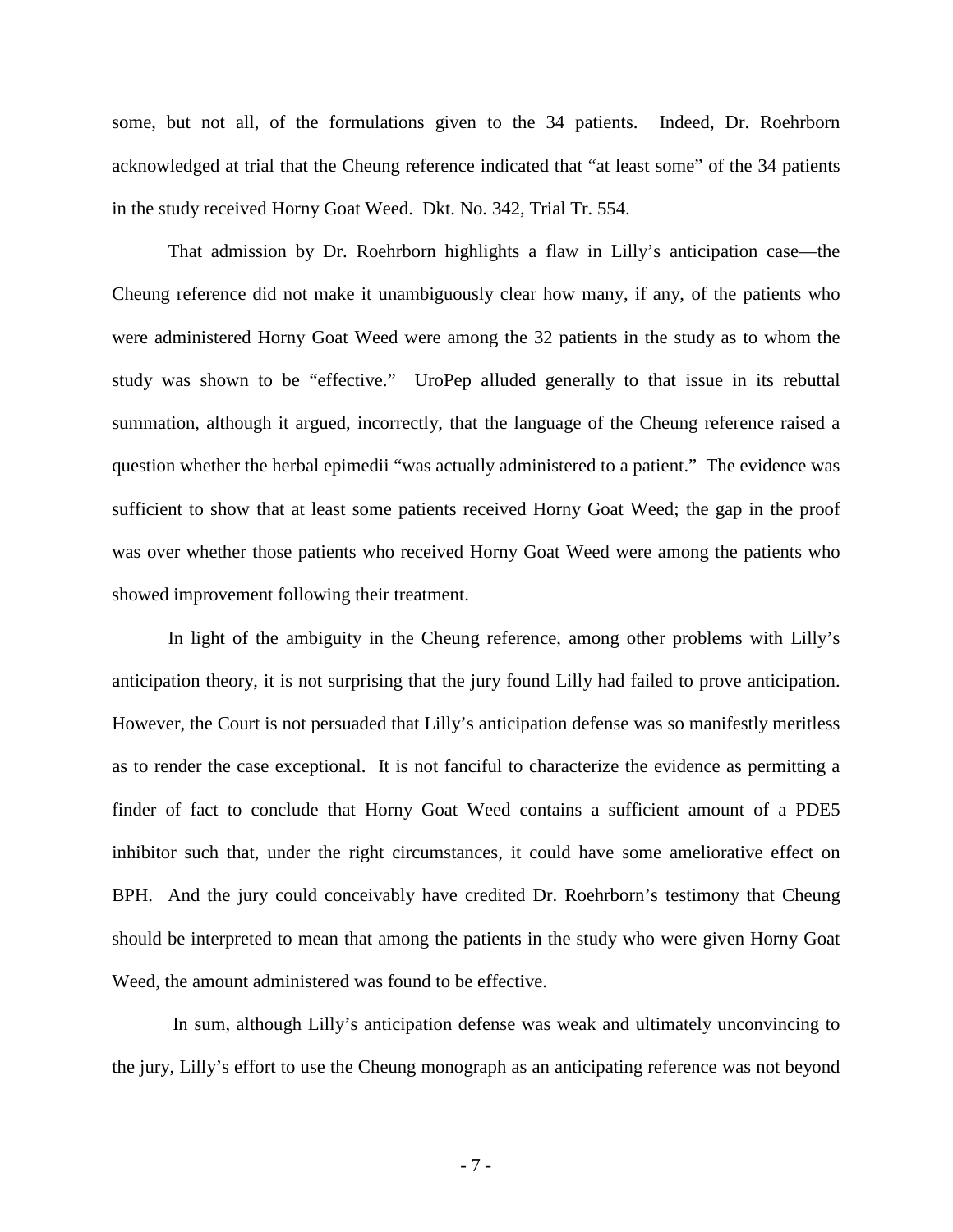some, but not all, of the formulations given to the 34 patients. Indeed, Dr. Roehrborn acknowledged at trial that the Cheung reference indicated that "at least some" of the 34 patients in the study received Horny Goat Weed. Dkt. No. 342, Trial Tr. 554.

That admission by Dr. Roehrborn highlights a flaw in Lilly's anticipation case—the Cheung reference did not make it unambiguously clear how many, if any, of the patients who were administered Horny Goat Weed were among the 32 patients in the study as to whom the study was shown to be "effective." UroPep alluded generally to that issue in its rebuttal summation, although it argued, incorrectly, that the language of the Cheung reference raised a question whether the herbal epimedii "was actually administered to a patient." The evidence was sufficient to show that at least some patients received Horny Goat Weed; the gap in the proof was over whether those patients who received Horny Goat Weed were among the patients who showed improvement following their treatment.

In light of the ambiguity in the Cheung reference, among other problems with Lilly's anticipation theory, it is not surprising that the jury found Lilly had failed to prove anticipation. However, the Court is not persuaded that Lilly's anticipation defense was so manifestly meritless as to render the case exceptional. It is not fanciful to characterize the evidence as permitting a finder of fact to conclude that Horny Goat Weed contains a sufficient amount of a PDE5 inhibitor such that, under the right circumstances, it could have some ameliorative effect on BPH. And the jury could conceivably have credited Dr. Roehrborn's testimony that Cheung should be interpreted to mean that among the patients in the study who were given Horny Goat Weed, the amount administered was found to be effective.

In sum, although Lilly's anticipation defense was weak and ultimately unconvincing to the jury, Lilly's effort to use the Cheung monograph as an anticipating reference was not beyond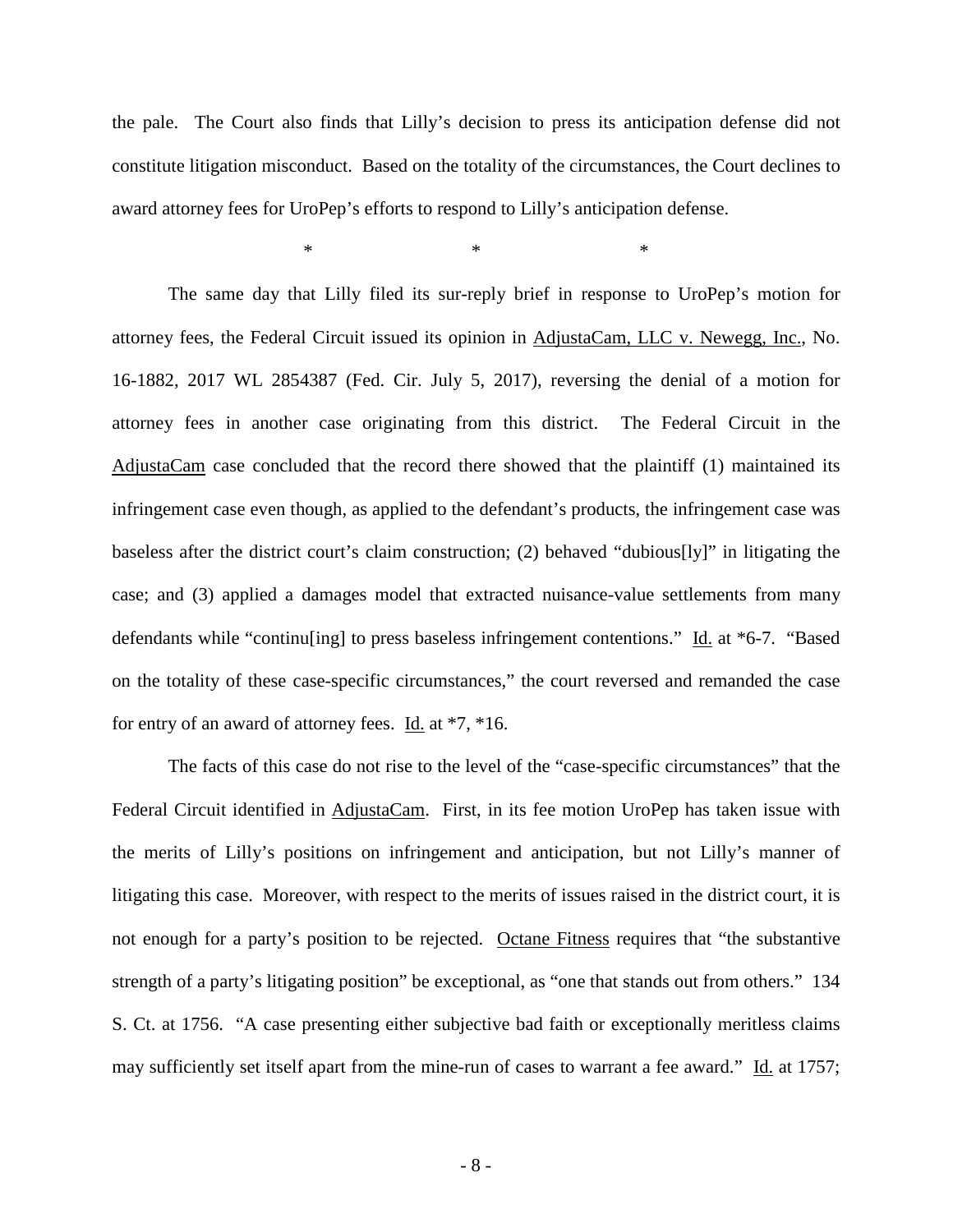the pale. The Court also finds that Lilly's decision to press its anticipation defense did not constitute litigation misconduct. Based on the totality of the circumstances, the Court declines to award attorney fees for UroPep's efforts to respond to Lilly's anticipation defense.

\* \* \*

The same day that Lilly filed its sur-reply brief in response to UroPep's motion for attorney fees, the Federal Circuit issued its opinion in <u>AdjustaCam, LLC v. Newegg, Inc.</u>, No. 16-1882, 2017 WL 2854387 (Fed. Cir. July 5, 2017), reversing the denial of a motion for attorney fees in another case originating from this district. The Federal Circuit in the <u>AdjustaCam</u> case concluded that the record there showed that the plaintiff (1) maintained its infringement case even though, as applied to the defendant's products, the infringement case was baseless after the district court's claim construction; (2) behaved "dubious[ly]" in litigating the case; and (3) applied a damages model that extracted nuisance-value settlements from many defendants while "continu[ing] to press baseless infringement contentions." <u>Id.</u> at *6-7. "Based on the totality of these case-specific circumstances," the court reversed and remanded the case for entry of an award of attorney fees. <u>Id.</u> at *7, *16.

The facts of this case do not rise to the level of the "case-specific circumstances" that the Federal Circuit identified in <u>AdjustaCam</u>. First, in its fee motion UroPep has taken issue with the merits of Lilly's positions on infringement and anticipation, but not Lilly's manner of litigating this case. Moreover, with respect to the merits of issues raised in the district court, it is not enough for a party's position to be rejected. <u>Octane Fitness</u> requires that "the substantive strength of a party's litigating position" be exceptional, as "one that stands out from others." 134 S. Ct. at 1756. "A case presenting either subjective bad faith or exceptionally meritless claims may sufficiently set itself apart from the mine-run of cases to warrant a fee award." <u>Id.</u> at 1757;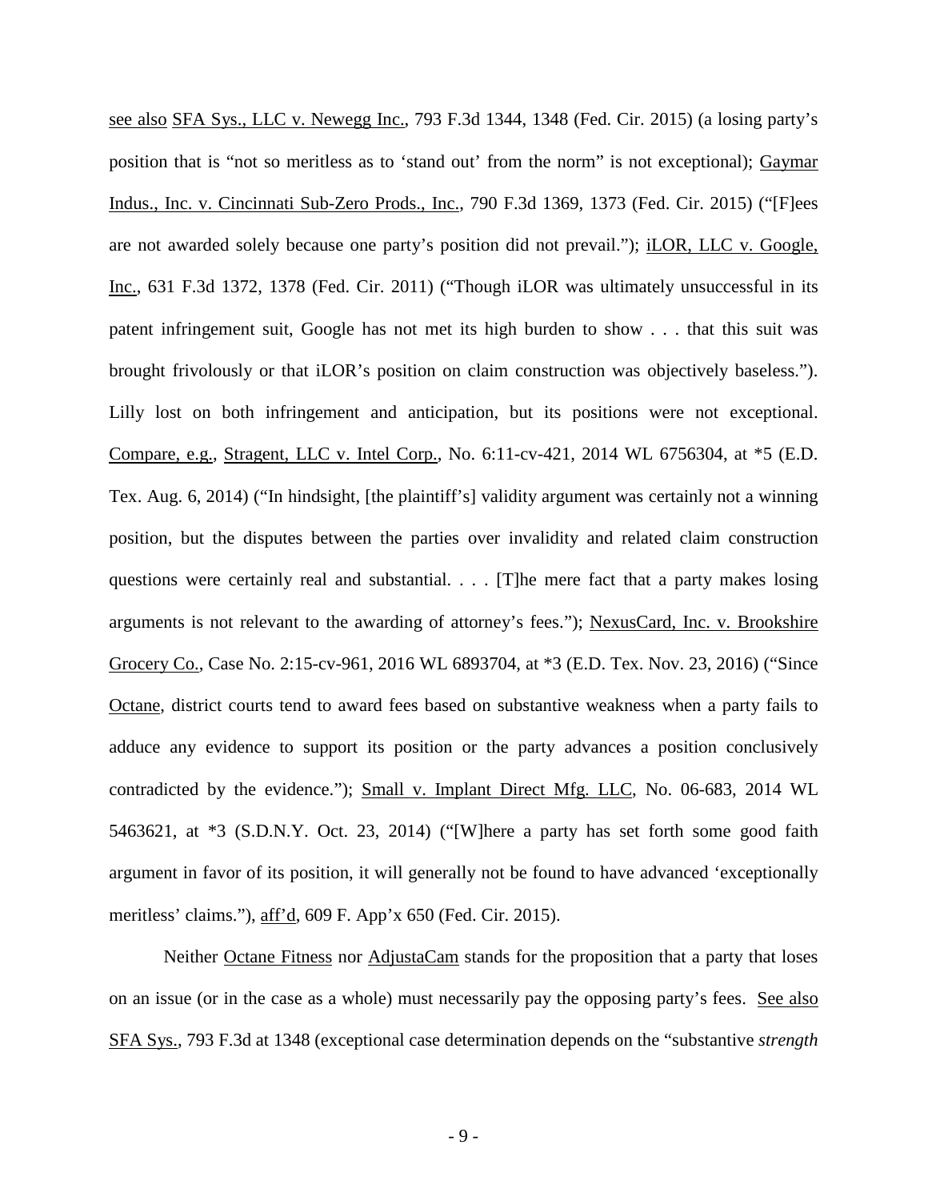see also SFA Sys., LLC v. Newegg Inc., 793 F.3d 1344, 1348 (Fed. Cir. 2015) (a losing party's position that is "not so meritless as to 'stand out' from the norm" is not exceptional); Gaymar Indus., Inc. v. Cincinnati Sub-Zero Prods., Inc., 790 F.3d 1369, 1373 (Fed. Cir. 2015) ("[F]ees are not awarded solely because one party's position did not prevail."); iLOR, LLC v. Google, Inc., 631 F.3d 1372, 1378 (Fed. Cir. 2011) ("Though iLOR was ultimately unsuccessful in its patent infringement suit, Google has not met its high burden to show . . . that this suit was brought frivolously or that iLOR's position on claim construction was objectively baseless."). Lilly lost on both infringement and anticipation, but its positions were not exceptional. Compare, e.g., Stragent, LLC v. Intel Corp., No. 6:11-cv-421, 2014 WL 6756304, at *5 (E.D. Tex. Aug. 6, 2014) ("In hindsight, [the plaintiff's] validity argument was certainly not a winning position, but the disputes between the parties over invalidity and related claim construction questions were certainly real and substantial. . . . [T]he mere fact that a party makes losing arguments is not relevant to the awarding of attorney's fees."); NexusCard, Inc. v. Brookshire Grocery Co., Case No. 2:15-cv-961, 2016 WL 6893704, at *3 (E.D. Tex. Nov. 23, 2016) ("Since Octane, district courts tend to award fees based on substantive weakness when a party fails to adduce any evidence to support its position or the party advances a position conclusively contradicted by the evidence."); Small v. Implant Direct Mfg. LLC, No. 06-683, 2014 WL 5463621, at *3 (S.D.N.Y. Oct. 23, 2014) ("[W]here a party has set forth some good faith argument in favor of its position, it will generally not be found to have advanced 'exceptionally meritless' claims."), aff'd, 609 F. App'x 650 (Fed. Cir. 2015).

Neither Octane Fitness nor AdjustaCam stands for the proposition that a party that loses on an issue (or in the case as a whole) must necessarily pay the opposing party's fees. See also SFA Sys., 793 F.3d at 1348 (exceptional case determination depends on the "substantive *strength*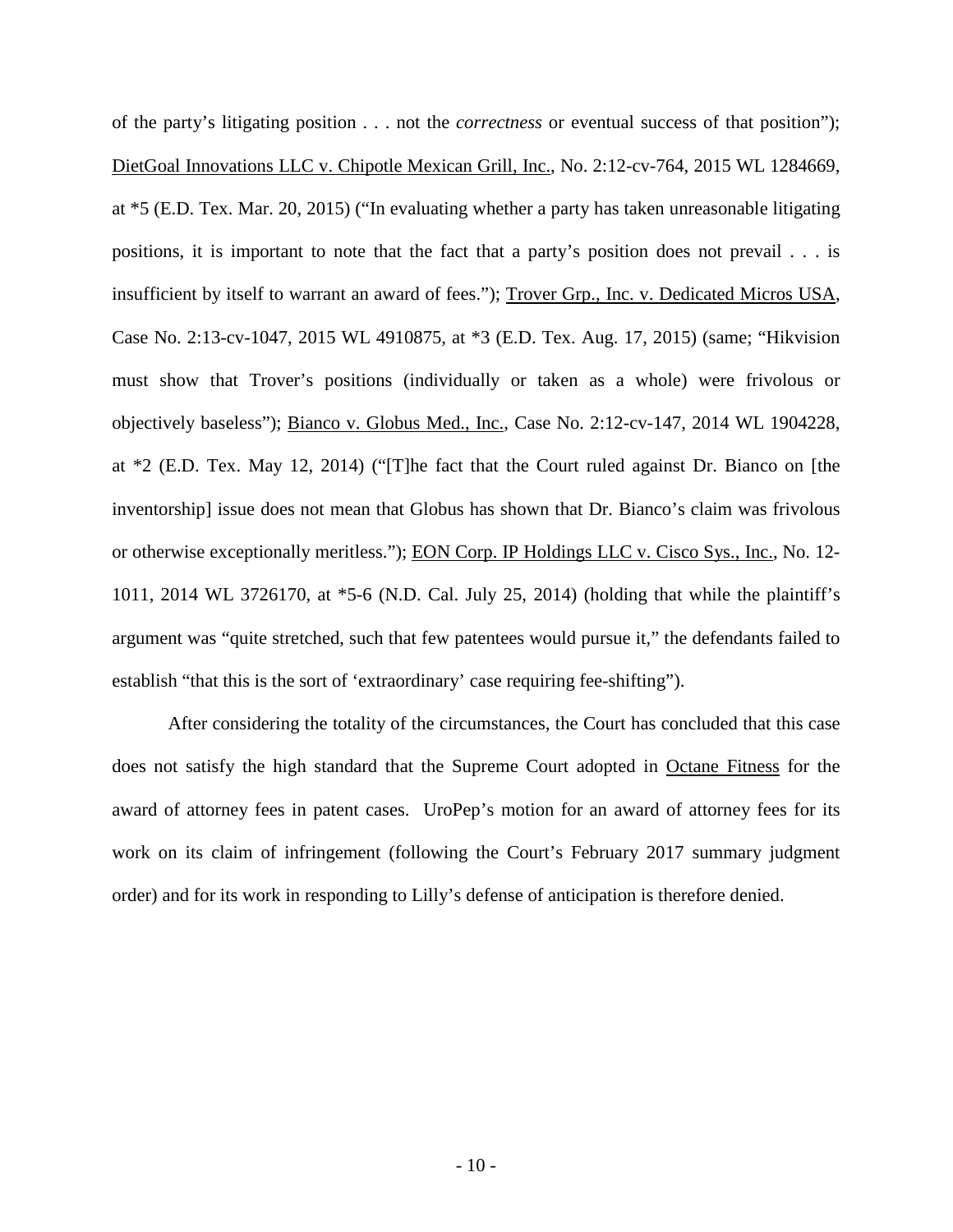of the party's litigating position . . . not the *correctness* or eventual success of that position"); DietGoal Innovations LLC v. Chipotle Mexican Grill, Inc., No. 2:12-cv-764, 2015 WL 1284669, at *5 (E.D. Tex. Mar. 20, 2015) ("In evaluating whether a party has taken unreasonable litigating positions, it is important to note that the fact that a party's position does not prevail . . . is insufficient by itself to warrant an award of fees."); Trover Grp., Inc. v. Dedicated Micros USA, Case No. 2:13-cv-1047, 2015 WL 4910875, at *3 (E.D. Tex. Aug. 17, 2015) (same; "Hikvision must show that Trover's positions (individually or taken as a whole) were frivolous or objectively baseless"); Bianco v. Globus Med., Inc., Case No. 2:12-cv-147, 2014 WL 1904228, at *2 (E.D. Tex. May 12, 2014) ("[T]he fact that the Court ruled against Dr. Bianco on [the inventorship] issue does not mean that Globus has shown that Dr. Bianco's claim was frivolous or otherwise exceptionally meritless."); EON Corp. IP Holdings LLC v. Cisco Sys., Inc., No. 12-1011, 2014 WL 3726170, at *5-6 (N.D. Cal. July 25, 2014) (holding that while the plaintiff's argument was "quite stretched, such that few patentees would pursue it," the defendants failed to establish "that this is the sort of 'extraordinary' case requiring fee-shifting").

After considering the totality of the circumstances, the Court has concluded that this case does not satisfy the high standard that the Supreme Court adopted in Octane Fitness for the award of attorney fees in patent cases. UroPep's motion for an award of attorney fees for its work on its claim of infringement (following the Court's February 2017 summary judgment order) and for its work in responding to Lilly's defense of anticipation is therefore denied.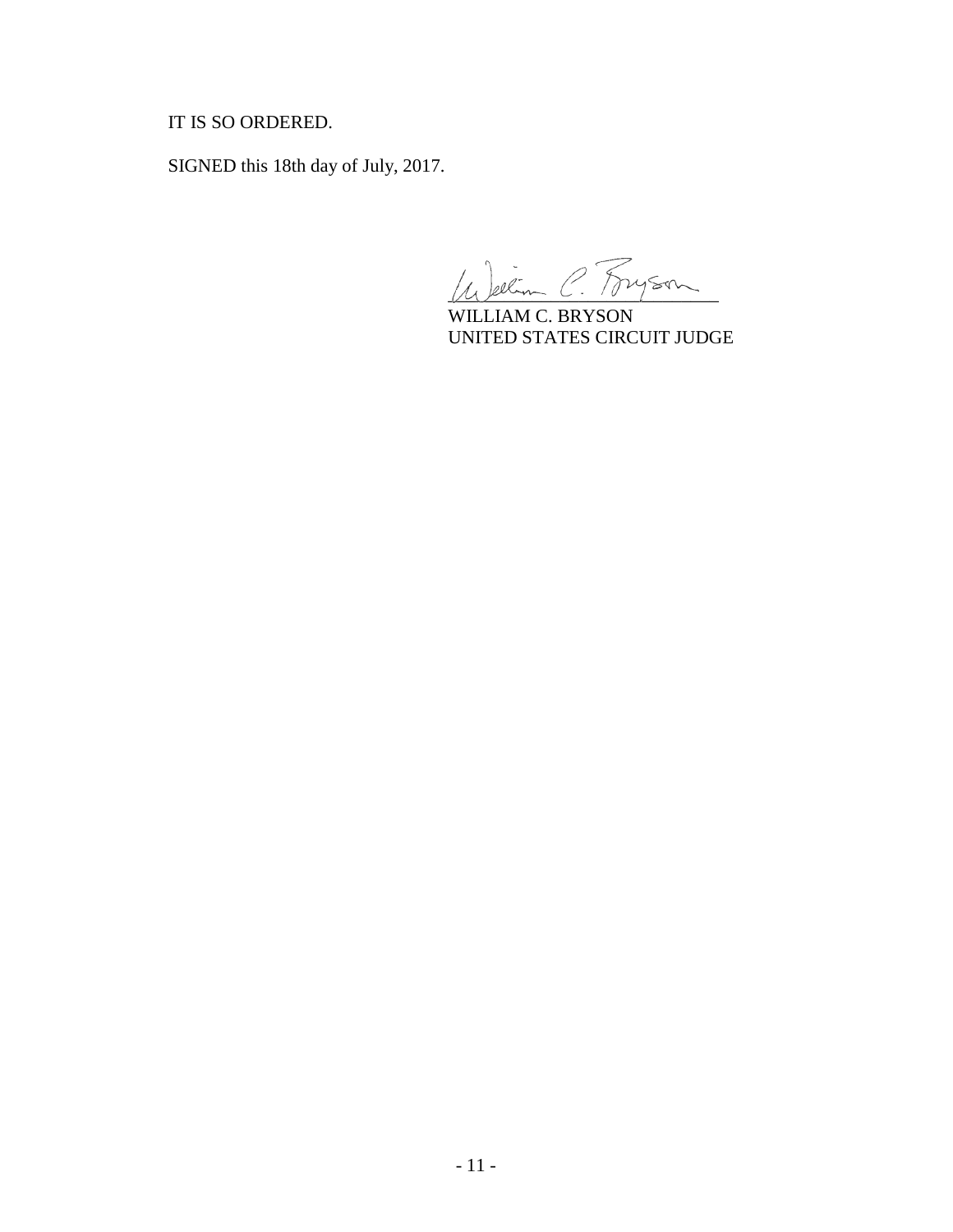IT IS SO ORDERED.

SIGNED this 18th day of July, 2017.

WILLIAM C. BRYSON
UNITED STATES CIRCUIT JUDGE